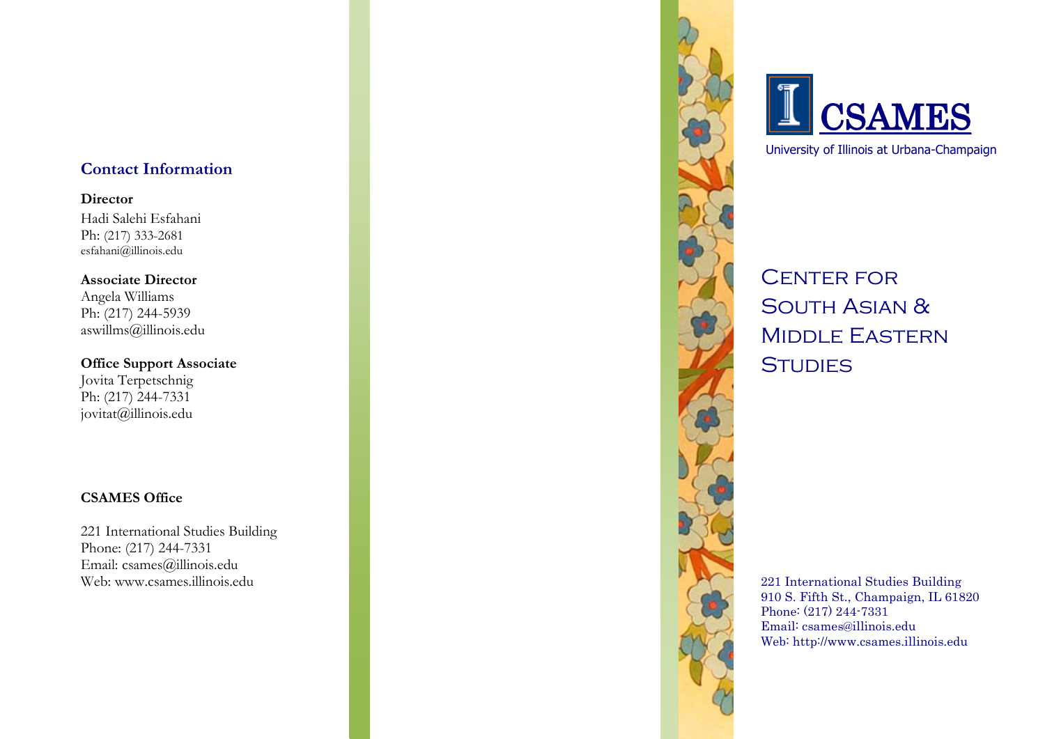## Contact Information

**Director**
Hadi Salehi Esfahani
Ph: (217) 333-2681
esfahani@illinois.edu

**Associate Director**
Angela Williams
Ph: (217) 244-5939
aswillms@illinois.edu

**Office Support Associate**
Jovita Terpetschnig
Ph: (217) 244-7331
jovitat@illinois.edu

**CSAMES Office**

221 International Studies Building
Phone: (217) 244-7331
Email: csames@illinois.edu
Web: www.csames.illinois.edu

# CSAMES

University of Illinois at Urbana-Champaign

# Center for South Asian & Middle Eastern Studies

221 International Studies Building
910 S. Fifth St., Champaign, IL 61820
Phone: (217) 244-7331
Email: csames@illinois.edu
Web: http://www.csames.illinois.edu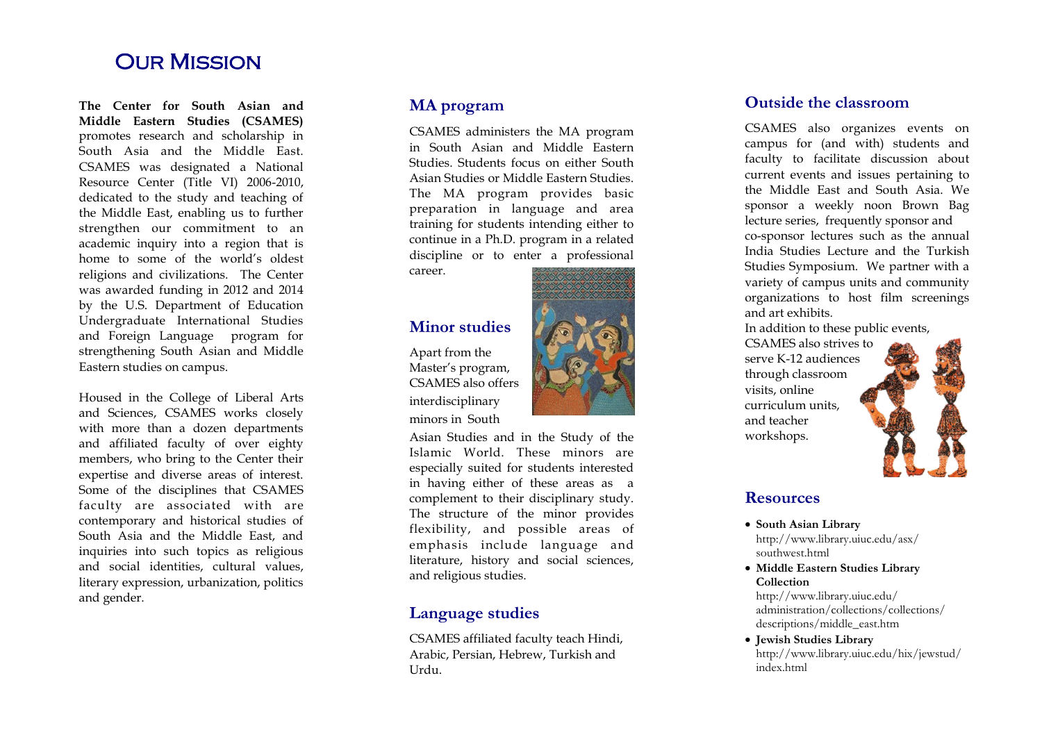# Our Mission

**The Center for South Asian and Middle Eastern Studies (CSAMES)** promotes research and scholarship in South Asia and the Middle East. CSAMES was designated a National Resource Center (Title VI) 2006-2010, dedicated to the study and teaching of the Middle East, enabling us to further strengthen our commitment to an academic inquiry into a region that is home to some of the world's oldest religions and civilizations. The Center was awarded funding in 2012 and 2014 by the U.S. Department of Education Undergraduate International Studies and Foreign Language program for strengthening South Asian and Middle Eastern studies on campus.

Housed in the College of Liberal Arts and Sciences, CSAMES works closely with more than a dozen departments and affiliated faculty of over eighty members, who bring to the Center their expertise and diverse areas of interest. Some of the disciplines that CSAMES faculty are associated with are contemporary and historical studies of South Asia and the Middle East, and inquiries into such topics as religious and social identities, cultural values, literary expression, urbanization, politics and gender.

## MA program

CSAMES administers the MA program in South Asian and Middle Eastern Studies. Students focus on either South Asian Studies or Middle Eastern Studies. The MA program provides basic preparation in language and area training for students intending either to continue in a Ph.D. program in a related discipline or to enter a professional career.

## Minor studies

Apart from the Master's program, CSAMES also offers interdisciplinary minors in South Asian Studies and in the Study of the Islamic World. These minors are especially suited for students interested in having either of these areas as a complement to their disciplinary study. The structure of the minor provides flexibility, and possible areas of emphasis include language and literature, history and social sciences, and religious studies.

## Language studies

CSAMES affiliated faculty teach Hindi, Arabic, Persian, Hebrew, Turkish and Urdu.

## Outside the classroom

CSAMES also organizes events on campus for (and with) students and faculty to facilitate discussion about current events and issues pertaining to the Middle East and South Asia. We sponsor a weekly noon Brown Bag lecture series, frequently sponsor and co-sponsor lectures such as the annual India Studies Lecture and the Turkish Studies Symposium. We partner with a variety of campus units and community organizations to host film screenings and art exhibits.

In addition to these public events, CSAMES also strives to serve K-12 audiences through classroom visits, online curriculum units, and teacher workshops.

## Resources

- **South Asian Library**
  http://www.library.uiuc.edu/asx/southwest.html
- **Middle Eastern Studies Library Collection**
  http://www.library.uiuc.edu/administration/collections/collections/descriptions/middle_east.htm
- **Jewish Studies Library**
  http://www.library.uiuc.edu/hix/jewstud/index.html